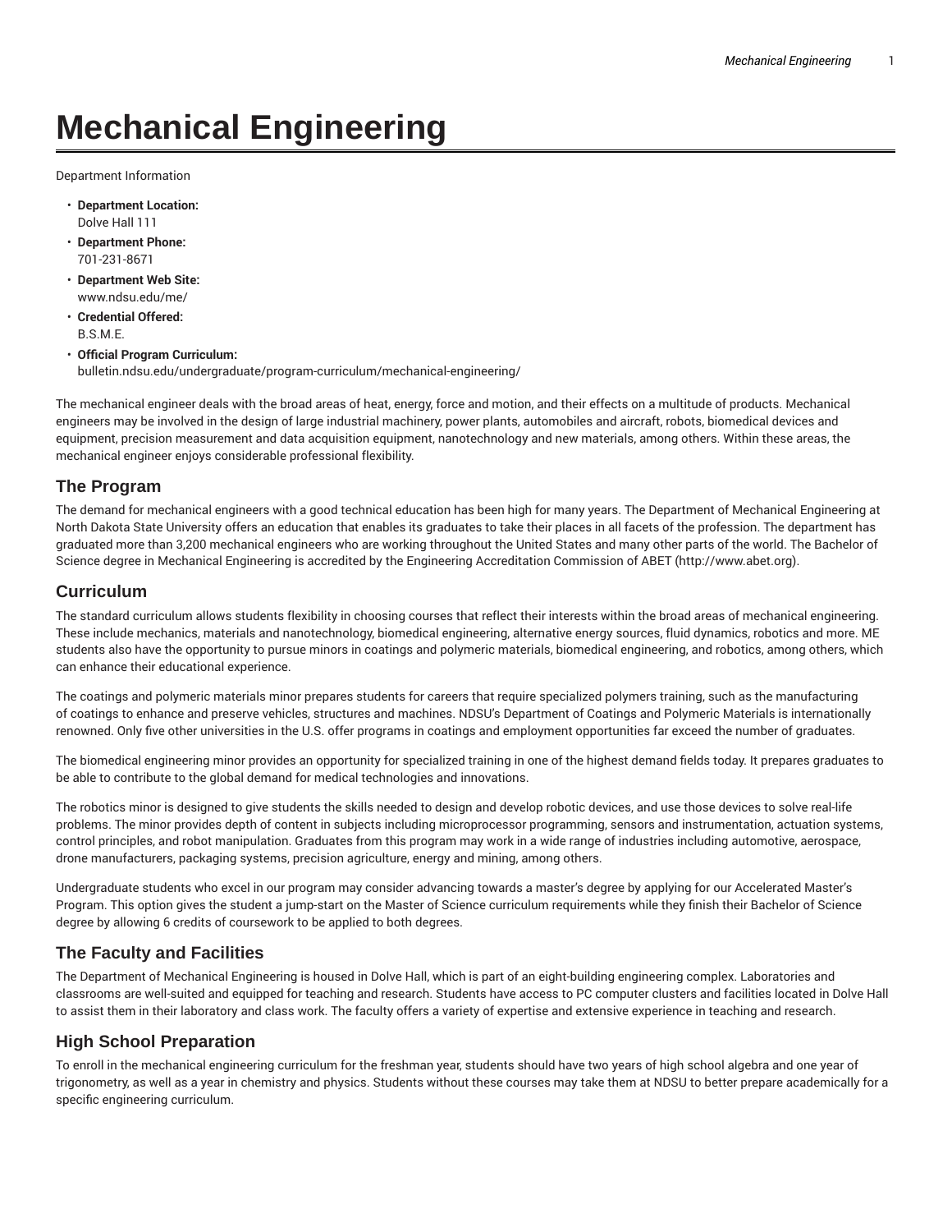# Mechanical Engineering

Department Information

- **Department Location:**
  Dolve Hall 111
- **Department Phone:**
  701-231-8671
- **Department Web Site:**
  www.ndsu.edu/me/
- **Credential Offered:**
  B.S.M.E.
- **Official Program Curriculum:**
  bulletin.ndsu.edu/undergraduate/program-curriculum/mechanical-engineering/

The mechanical engineer deals with the broad areas of heat, energy, force and motion, and their effects on a multitude of products. Mechanical engineers may be involved in the design of large industrial machinery, power plants, automobiles and aircraft, robots, biomedical devices and equipment, precision measurement and data acquisition equipment, nanotechnology and new materials, among others. Within these areas, the mechanical engineer enjoys considerable professional flexibility.

## The Program

The demand for mechanical engineers with a good technical education has been high for many years. The Department of Mechanical Engineering at North Dakota State University offers an education that enables its graduates to take their places in all facets of the profession. The department has graduated more than 3,200 mechanical engineers who are working throughout the United States and many other parts of the world. The Bachelor of Science degree in Mechanical Engineering is accredited by the Engineering Accreditation Commission of ABET (http://www.abet.org).

## Curriculum

The standard curriculum allows students flexibility in choosing courses that reflect their interests within the broad areas of mechanical engineering. These include mechanics, materials and nanotechnology, biomedical engineering, alternative energy sources, fluid dynamics, robotics and more. ME students also have the opportunity to pursue minors in coatings and polymeric materials, biomedical engineering, and robotics, among others, which can enhance their educational experience.

The coatings and polymeric materials minor prepares students for careers that require specialized polymers training, such as the manufacturing of coatings to enhance and preserve vehicles, structures and machines. NDSU's Department of Coatings and Polymeric Materials is internationally renowned. Only five other universities in the U.S. offer programs in coatings and employment opportunities far exceed the number of graduates.

The biomedical engineering minor provides an opportunity for specialized training in one of the highest demand fields today. It prepares graduates to be able to contribute to the global demand for medical technologies and innovations.

The robotics minor is designed to give students the skills needed to design and develop robotic devices, and use those devices to solve real-life problems. The minor provides depth of content in subjects including microprocessor programming, sensors and instrumentation, actuation systems, control principles, and robot manipulation. Graduates from this program may work in a wide range of industries including automotive, aerospace, drone manufacturers, packaging systems, precision agriculture, energy and mining, among others.

Undergraduate students who excel in our program may consider advancing towards a master's degree by applying for our Accelerated Master's Program. This option gives the student a jump-start on the Master of Science curriculum requirements while they finish their Bachelor of Science degree by allowing 6 credits of coursework to be applied to both degrees.

## The Faculty and Facilities

The Department of Mechanical Engineering is housed in Dolve Hall, which is part of an eight-building engineering complex. Laboratories and classrooms are well-suited and equipped for teaching and research. Students have access to PC computer clusters and facilities located in Dolve Hall to assist them in their laboratory and class work. The faculty offers a variety of expertise and extensive experience in teaching and research.

## High School Preparation

To enroll in the mechanical engineering curriculum for the freshman year, students should have two years of high school algebra and one year of trigonometry, as well as a year in chemistry and physics. Students without these courses may take them at NDSU to better prepare academically for a specific engineering curriculum.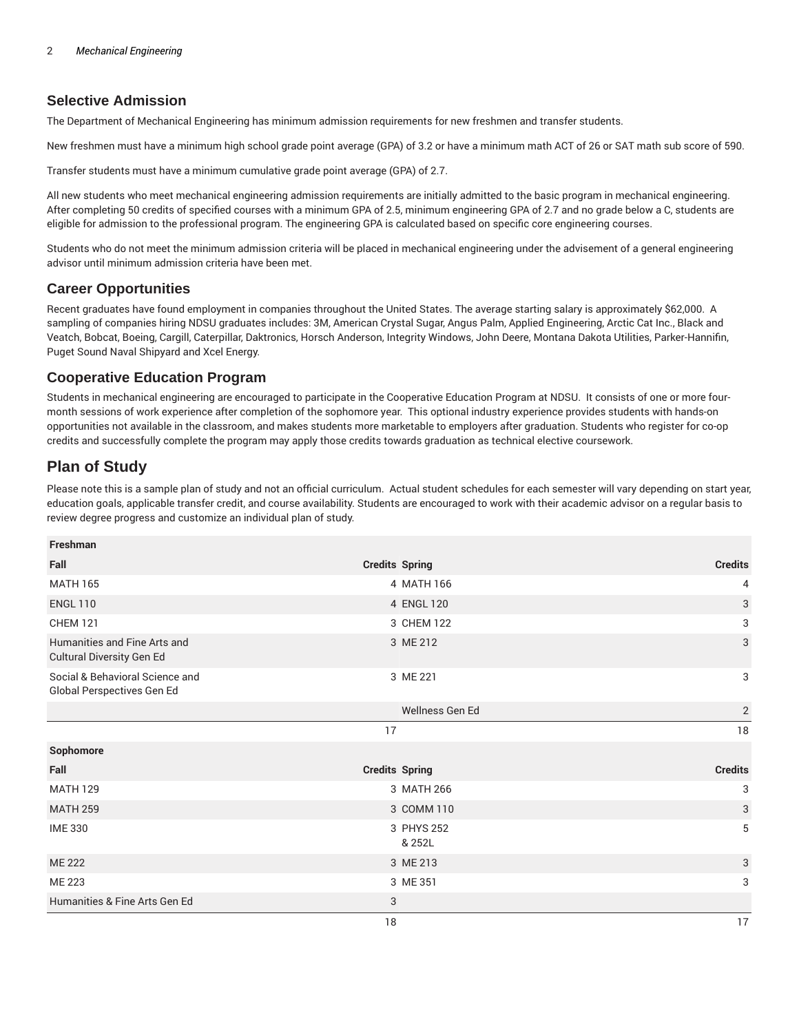## Selective Admission

The Department of Mechanical Engineering has minimum admission requirements for new freshmen and transfer students.

New freshmen must have a minimum high school grade point average (GPA) of 3.2 or have a minimum math ACT of 26 or SAT math sub score of 590.

Transfer students must have a minimum cumulative grade point average (GPA) of 2.7.

All new students who meet mechanical engineering admission requirements are initially admitted to the basic program in mechanical engineering. After completing 50 credits of specified courses with a minimum GPA of 2.5, minimum engineering GPA of 2.7 and no grade below a C, students are eligible for admission to the professional program. The engineering GPA is calculated based on specific core engineering courses.

Students who do not meet the minimum admission criteria will be placed in mechanical engineering under the advisement of a general engineering advisor until minimum admission criteria have been met.

## Career Opportunities

Recent graduates have found employment in companies throughout the United States. The average starting salary is approximately $62,000. A sampling of companies hiring NDSU graduates includes: 3M, American Crystal Sugar, Angus Palm, Applied Engineering, Arctic Cat Inc., Black and Veatch, Bobcat, Boeing, Cargill, Caterpillar, Daktronics, Horsch Anderson, Integrity Windows, John Deere, Montana Dakota Utilities, Parker-Hannifin, Puget Sound Naval Shipyard and Xcel Energy.

## Cooperative Education Program

Students in mechanical engineering are encouraged to participate in the Cooperative Education Program at NDSU. It consists of one or more four-month sessions of work experience after completion of the sophomore year. This optional industry experience provides students with hands-on opportunities not available in the classroom, and makes students more marketable to employers after graduation. Students who register for co-op credits and successfully complete the program may apply those credits towards graduation as technical elective coursework.

# Plan of Study

Please note this is a sample plan of study and not an official curriculum. Actual student schedules for each semester will vary depending on start year, education goals, applicable transfer credit, and course availability. Students are encouraged to work with their academic advisor on a regular basis to review degree progress and customize an individual plan of study.

| Freshman | | | |
|---|---|---|---|
| **Fall** | **Credits** | **Spring** | **Credits** |
| MATH 165 | 4 | MATH 166 | 4 |
| ENGL 110 | 4 | ENGL 120 | 3 |
| CHEM 121 | 3 | CHEM 122 | 3 |
| Humanities and Fine Arts and Cultural Diversity Gen Ed | 3 | ME 212 | 3 |
| Social & Behavioral Science and Global Perspectives Gen Ed | 3 | ME 221 | 3 |
| | | Wellness Gen Ed | 2 |
| | 17 | | 18 |
| **Sophomore** | | | |
| **Fall** | **Credits** | **Spring** | **Credits** |
| MATH 129 | 3 | MATH 266 | 3 |
| MATH 259 | 3 | COMM 110 | 3 |
| IME 330 | 3 | PHYS 252 & 252L | 5 |
| ME 222 | 3 | ME 213 | 3 |
| ME 223 | 3 | ME 351 | 3 |
| Humanities & Fine Arts Gen Ed | 3 | | |
| | 18 | | 17 |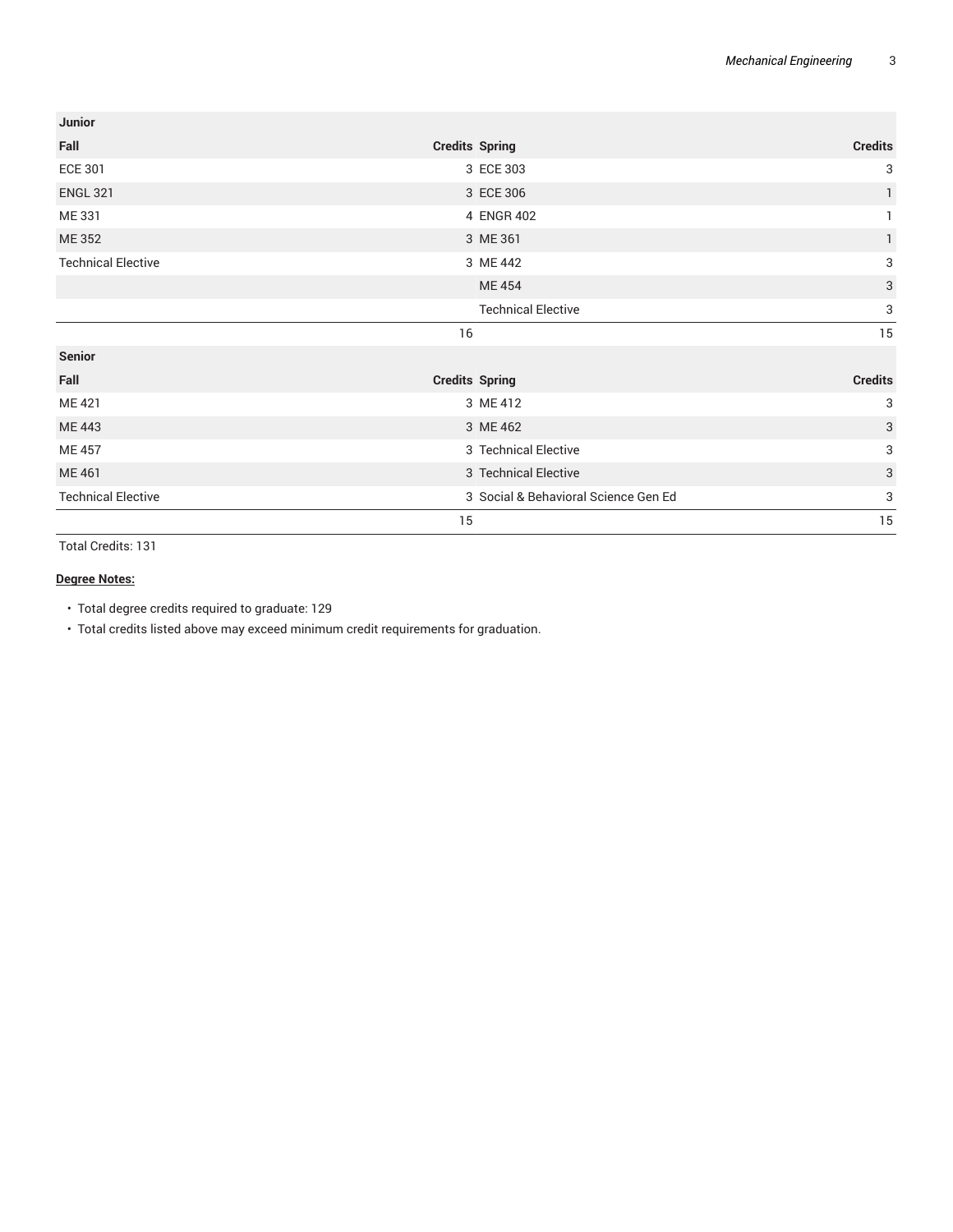| Junior | | | |
|---|---|---|---|
| Fall | Credits | Spring | Credits |
| ECE 301 | 3 | ECE 303 | 3 |
| ENGL 321 | 3 | ECE 306 | 1 |
| ME 331 | 4 | ENGR 402 | 1 |
| ME 352 | 3 | ME 361 | 1 |
| Technical Elective | 3 | ME 442 | 3 |
| | | ME 454 | 3 |
| | | Technical Elective | 3 |
| | 16 | | 15 |

| Senior | | | |
|---|---|---|---|
| Fall | Credits | Spring | Credits |
| ME 421 | 3 | ME 412 | 3 |
| ME 443 | 3 | ME 462 | 3 |
| ME 457 | 3 | Technical Elective | 3 |
| ME 461 | 3 | Technical Elective | 3 |
| Technical Elective | 3 | Social & Behavioral Science Gen Ed | 3 |
| | 15 | | 15 |

Total Credits: 131

**Degree Notes:**

- Total degree credits required to graduate: 129
- Total credits listed above may exceed minimum credit requirements for graduation.